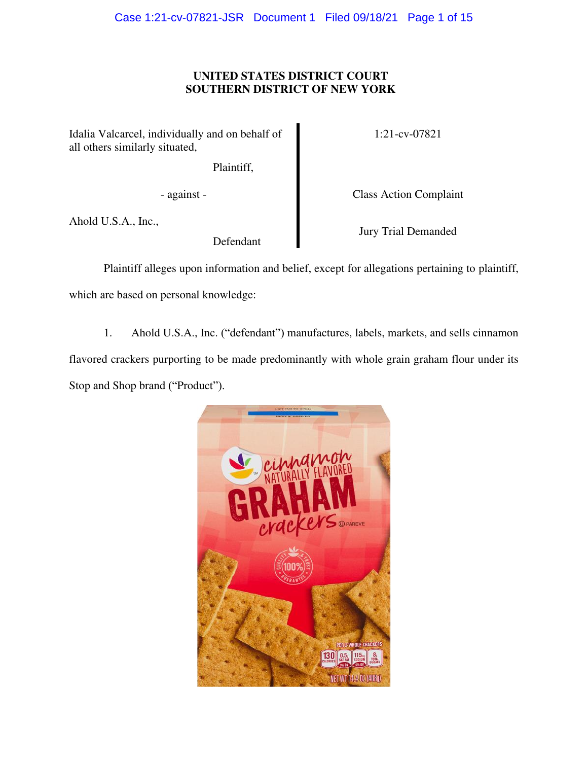**UNITED STATES DISTRICT COURT**
**SOUTHERN DISTRICT OF NEW YORK**

| | |
|---|---|
| Idalia Valcarcel, individually and on behalf of all others similarly situated, Plaintiff, | 1:21-cv-07821 |
| - against - | Class Action Complaint |
| Ahold U.S.A., Inc., Defendant | Jury Trial Demanded |

Plaintiff alleges upon information and belief, except for allegations pertaining to plaintiff, which are based on personal knowledge:

1. Ahold U.S.A., Inc. ("defendant") manufactures, labels, markets, and sells cinnamon flavored crackers purporting to be made predominantly with whole grain graham flour under its Stop and Shop brand ("Product").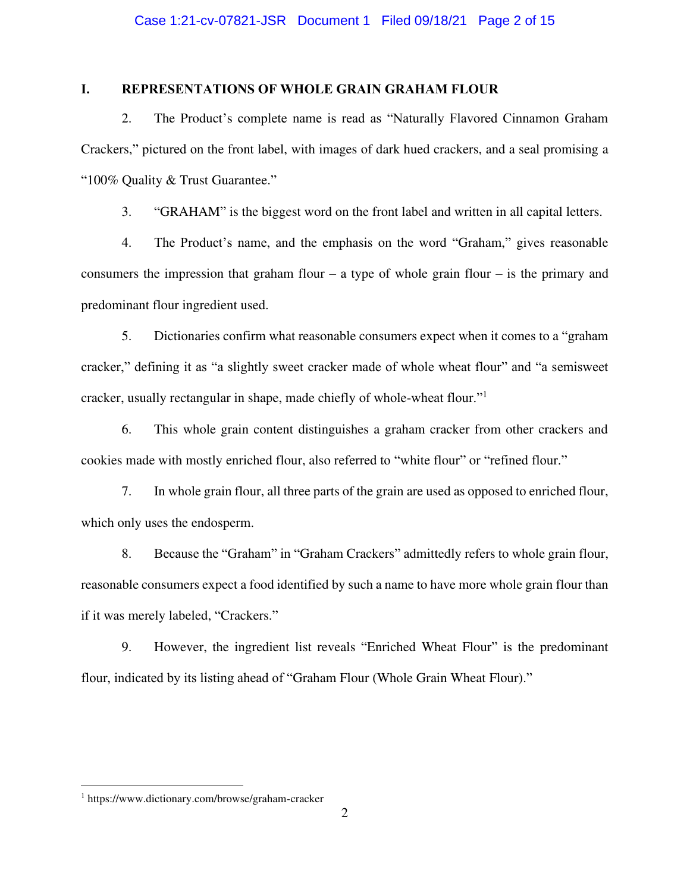## I. REPRESENTATIONS OF WHOLE GRAIN GRAHAM FLOUR

2. The Product's complete name is read as "Naturally Flavored Cinnamon Graham Crackers," pictured on the front label, with images of dark hued crackers, and a seal promising a "100% Quality & Trust Guarantee."

3. "GRAHAM" is the biggest word on the front label and written in all capital letters.

4. The Product's name, and the emphasis on the word "Graham," gives reasonable consumers the impression that graham flour – a type of whole grain flour – is the primary and predominant flour ingredient used.

5. Dictionaries confirm what reasonable consumers expect when it comes to a "graham cracker," defining it as "a slightly sweet cracker made of whole wheat flour" and "a semisweet cracker, usually rectangular in shape, made chiefly of whole-wheat flour."[1]

6. This whole grain content distinguishes a graham cracker from other crackers and cookies made with mostly enriched flour, also referred to "white flour" or "refined flour."

7. In whole grain flour, all three parts of the grain are used as opposed to enriched flour, which only uses the endosperm.

8. Because the "Graham" in "Graham Crackers" admittedly refers to whole grain flour, reasonable consumers expect a food identified by such a name to have more whole grain flour than if it was merely labeled, "Crackers."

9. However, the ingredient list reveals "Enriched Wheat Flour" is the predominant flour, indicated by its listing ahead of "Graham Flour (Whole Grain Wheat Flour)."

---

[1] https://www.dictionary.com/browse/graham-cracker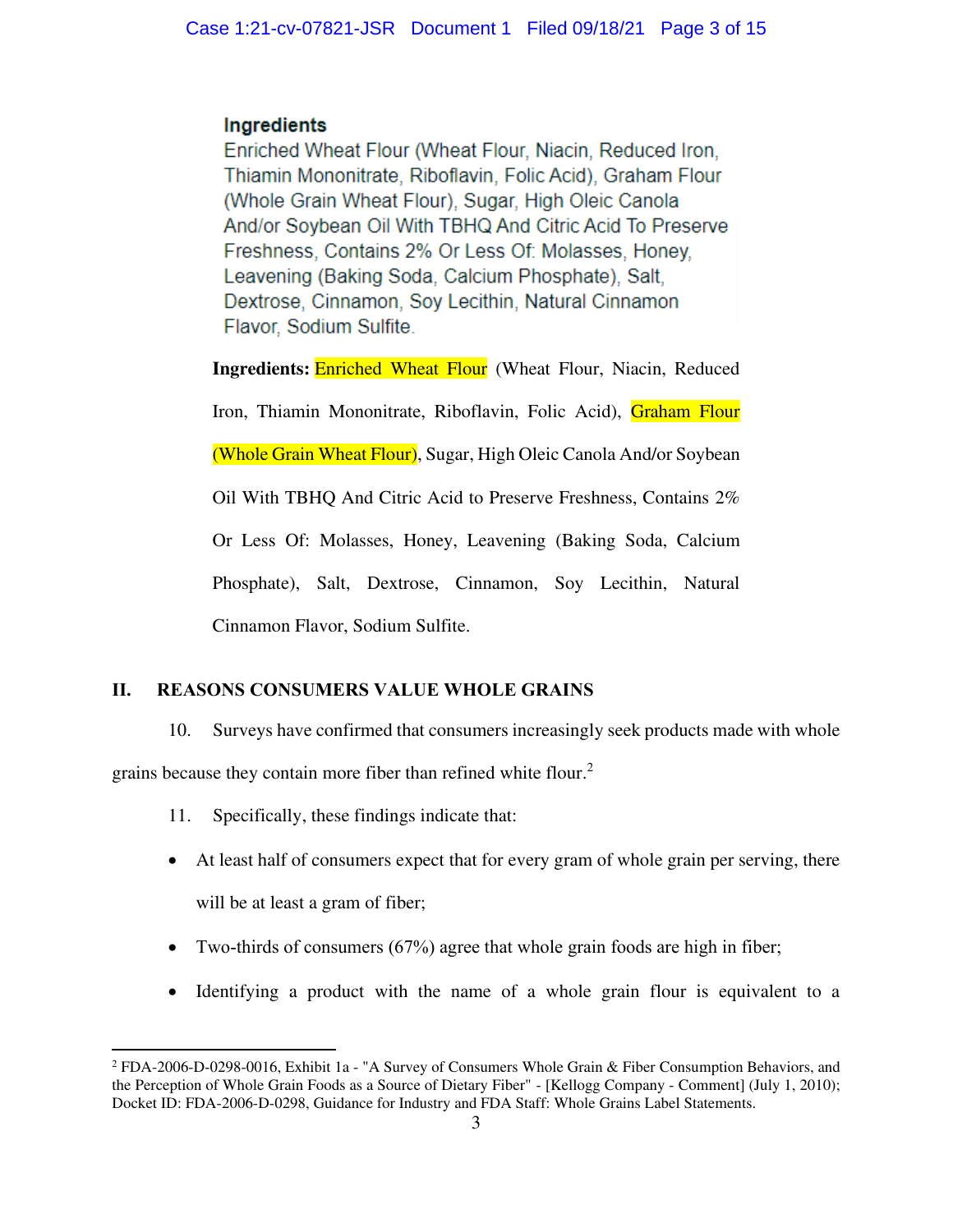**Ingredients**
Enriched Wheat Flour (Wheat Flour, Niacin, Reduced Iron, Thiamin Mononitrate, Riboflavin, Folic Acid), Graham Flour (Whole Grain Wheat Flour), Sugar, High Oleic Canola And/or Soybean Oil With TBHQ And Citric Acid To Preserve Freshness, Contains 2% Or Less Of: Molasses, Honey, Leavening (Baking Soda, Calcium Phosphate), Salt, Dextrose, Cinnamon, Soy Lecithin, Natural Cinnamon Flavor, Sodium Sulfite.

**Ingredients:** Enriched Wheat Flour (Wheat Flour, Niacin, Reduced Iron, Thiamin Mononitrate, Riboflavin, Folic Acid), Graham Flour (Whole Grain Wheat Flour), Sugar, High Oleic Canola And/or Soybean Oil With TBHQ And Citric Acid to Preserve Freshness, Contains 2% Or Less Of: Molasses, Honey, Leavening (Baking Soda, Calcium Phosphate), Salt, Dextrose, Cinnamon, Soy Lecithin, Natural Cinnamon Flavor, Sodium Sulfite.

## II. REASONS CONSUMERS VALUE WHOLE GRAINS

10. Surveys have confirmed that consumers increasingly seek products made with whole grains because they contain more fiber than refined white flour.[2]

11. Specifically, these findings indicate that:

- At least half of consumers expect that for every gram of whole grain per serving, there will be at least a gram of fiber;
- Two-thirds of consumers (67%) agree that whole grain foods are high in fiber;
- Identifying a product with the name of a whole grain flour is equivalent to a

[2] FDA-2006-D-0298-0016, Exhibit 1a - "A Survey of Consumers Whole Grain & Fiber Consumption Behaviors, and the Perception of Whole Grain Foods as a Source of Dietary Fiber" - [Kellogg Company - Comment] (July 1, 2010); Docket ID: FDA-2006-D-0298, Guidance for Industry and FDA Staff: Whole Grains Label Statements.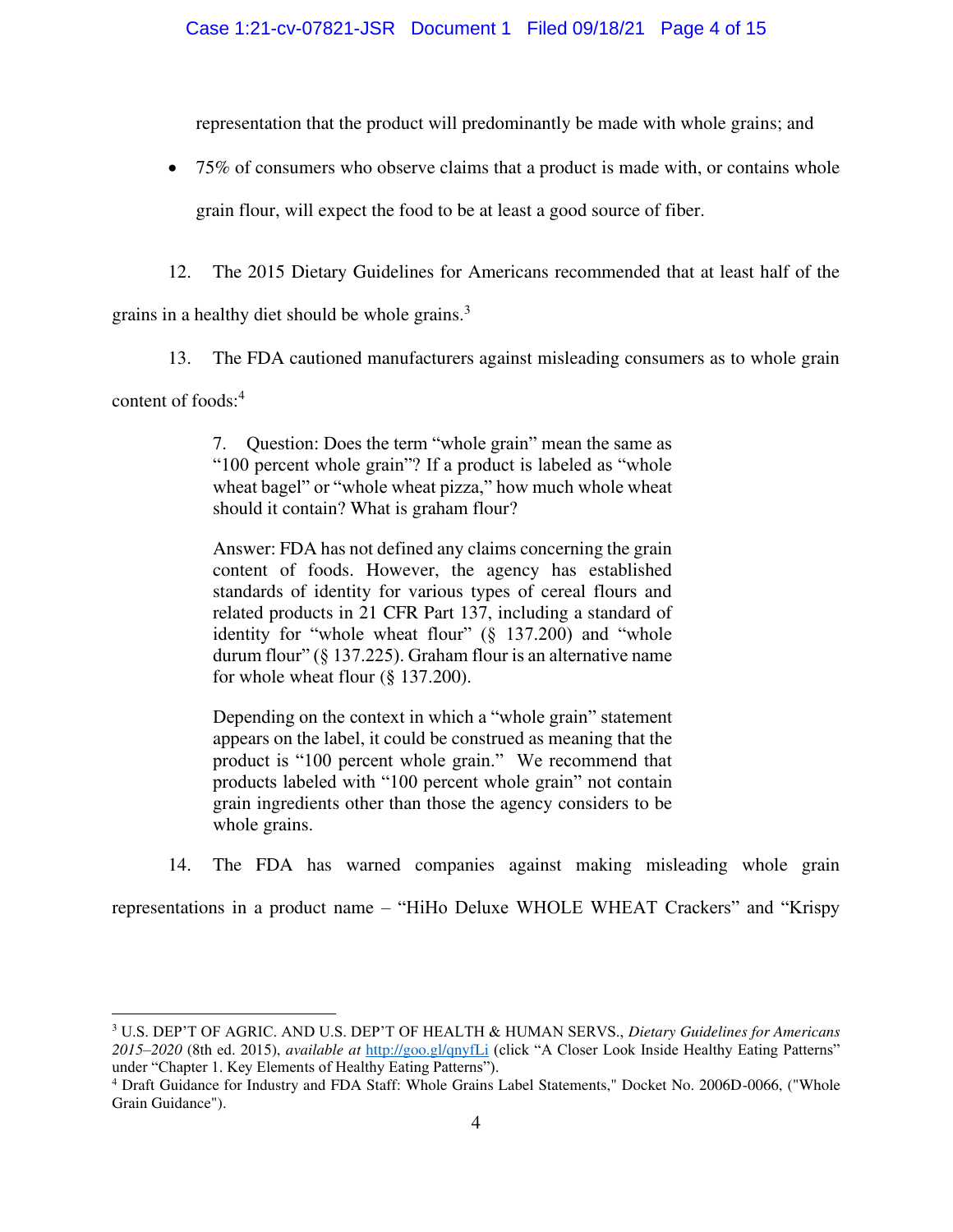representation that the product will predominantly be made with whole grains; and

- 75% of consumers who observe claims that a product is made with, or contains whole grain flour, will expect the food to be at least a good source of fiber.

12. The 2015 Dietary Guidelines for Americans recommended that at least half of the grains in a healthy diet should be whole grains.[3]

13. The FDA cautioned manufacturers against misleading consumers as to whole grain content of foods:[4]

> 7. Question: Does the term "whole grain" mean the same as "100 percent whole grain"? If a product is labeled as "whole wheat bagel" or "whole wheat pizza," how much whole wheat should it contain? What is graham flour?
>
> Answer: FDA has not defined any claims concerning the grain content of foods. However, the agency has established standards of identity for various types of cereal flours and related products in 21 CFR Part 137, including a standard of identity for "whole wheat flour" (§ 137.200) and "whole durum flour" (§ 137.225). Graham flour is an alternative name for whole wheat flour (§ 137.200).
>
> Depending on the context in which a "whole grain" statement appears on the label, it could be construed as meaning that the product is "100 percent whole grain." We recommend that products labeled with "100 percent whole grain" not contain grain ingredients other than those the agency considers to be whole grains.

14. The FDA has warned companies against making misleading whole grain representations in a product name – "HiHo Deluxe WHOLE WHEAT Crackers" and "Krispy

---

[3] U.S. DEP'T OF AGRIC. AND U.S. DEP'T OF HEALTH & HUMAN SERVS., *Dietary Guidelines for Americans 2015–2020* (8th ed. 2015), *available at* http://goo.gl/qnyfLi (click "A Closer Look Inside Healthy Eating Patterns" under "Chapter 1. Key Elements of Healthy Eating Patterns").

[4] Draft Guidance for Industry and FDA Staff: Whole Grains Label Statements," Docket No. 2006D-0066, ("Whole Grain Guidance").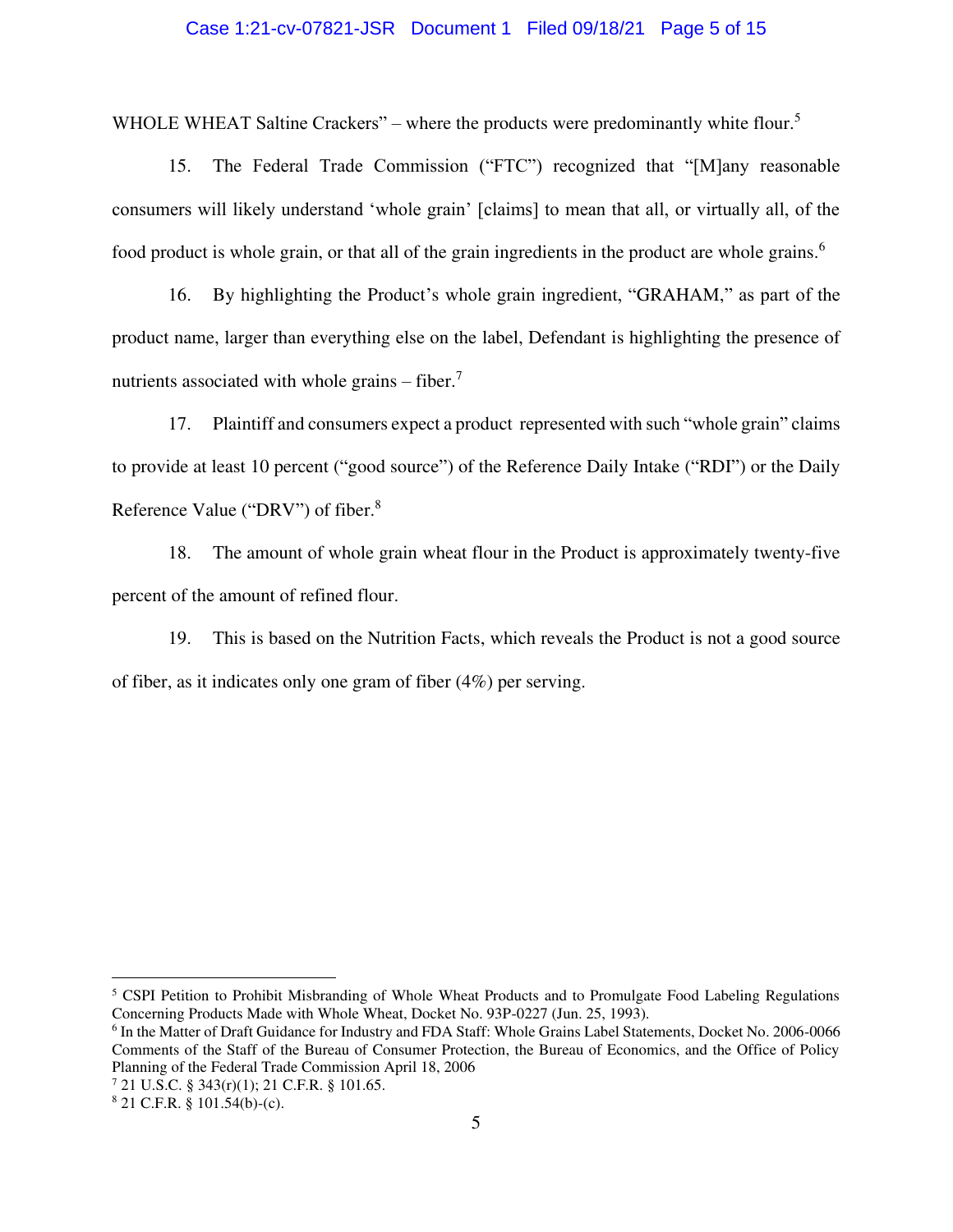WHOLE WHEAT Saltine Crackers" – where the products were predominantly white flour.[5]

15. The Federal Trade Commission ("FTC") recognized that "[M]any reasonable consumers will likely understand 'whole grain' [claims] to mean that all, or virtually all, of the food product is whole grain, or that all of the grain ingredients in the product are whole grains.[6]

16. By highlighting the Product's whole grain ingredient, "GRAHAM," as part of the product name, larger than everything else on the label, Defendant is highlighting the presence of nutrients associated with whole grains – fiber.[7]

17. Plaintiff and consumers expect a product represented with such "whole grain" claims to provide at least 10 percent ("good source") of the Reference Daily Intake ("RDI") or the Daily Reference Value ("DRV") of fiber.[8]

18. The amount of whole grain wheat flour in the Product is approximately twenty-five percent of the amount of refined flour.

19. This is based on the Nutrition Facts, which reveals the Product is not a good source of fiber, as it indicates only one gram of fiber (4%) per serving.

---

[5] CSPI Petition to Prohibit Misbranding of Whole Wheat Products and to Promulgate Food Labeling Regulations Concerning Products Made with Whole Wheat, Docket No. 93P-0227 (Jun. 25, 1993).

[6] In the Matter of Draft Guidance for Industry and FDA Staff: Whole Grains Label Statements, Docket No. 2006-0066 Comments of the Staff of the Bureau of Consumer Protection, the Bureau of Economics, and the Office of Policy Planning of the Federal Trade Commission April 18, 2006

[7] 21 U.S.C. § 343(r)(1); 21 C.F.R. § 101.65.

[8] 21 C.F.R. § 101.54(b)-(c).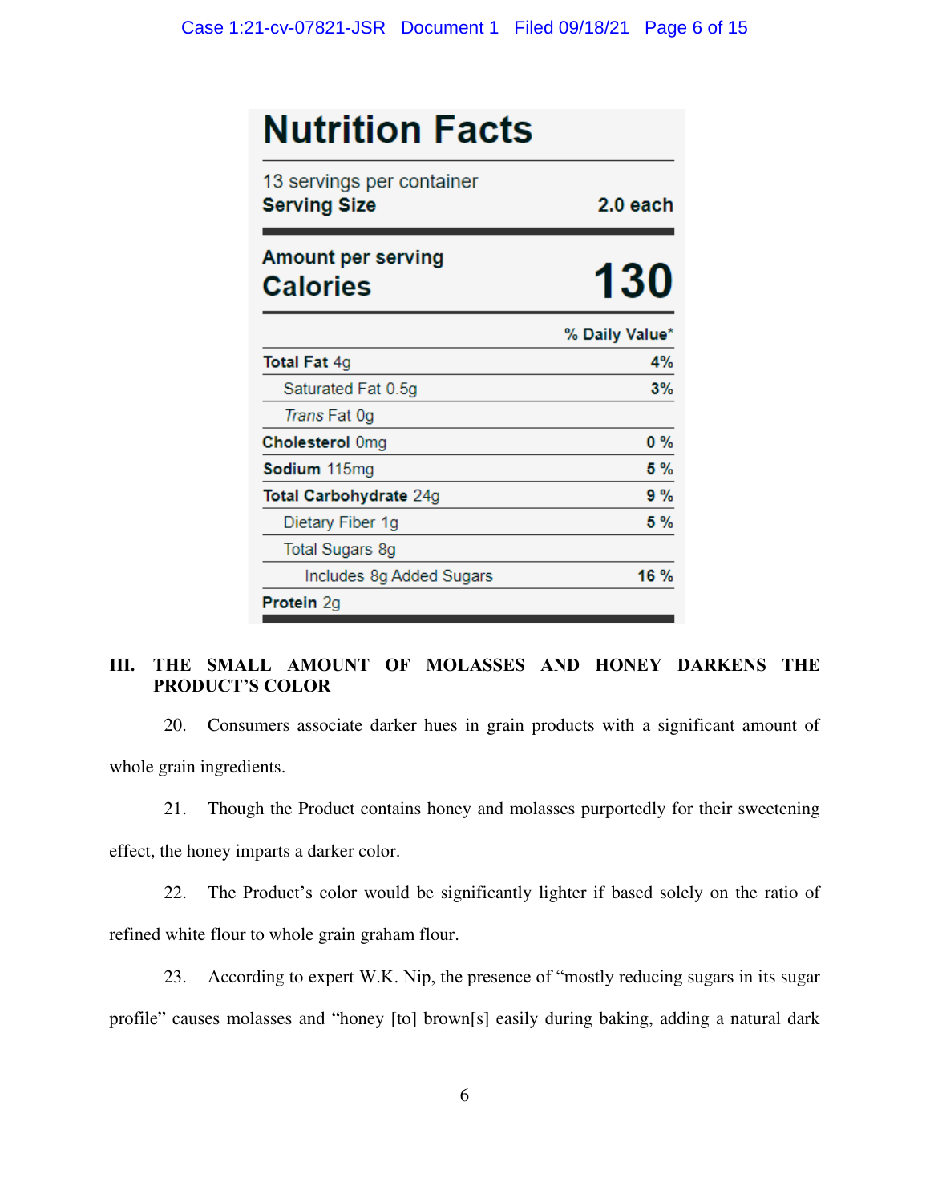| Nutrition Facts | |
|---|---|
| 13 servings per container | |
| **Serving Size** | **2.0 each** |
| **Amount per serving** | |
| **Calories** | **130** |
| | **% Daily Value*** |
| **Total Fat** 4g | **4%** |
| Saturated Fat 0.5g | **3%** |
| *Trans* Fat 0g | |
| **Cholesterol** 0mg | **0 %** |
| **Sodium** 115mg | **5 %** |
| **Total Carbohydrate** 24g | **9 %** |
| Dietary Fiber 1g | **5 %** |
| Total Sugars 8g | |
| Includes 8g Added Sugars | **16 %** |
| **Protein** 2g | |

## III. THE SMALL AMOUNT OF MOLASSES AND HONEY DARKENS THE PRODUCT'S COLOR

20. Consumers associate darker hues in grain products with a significant amount of whole grain ingredients.

21. Though the Product contains honey and molasses purportedly for their sweetening effect, the honey imparts a darker color.

22. The Product's color would be significantly lighter if based solely on the ratio of refined white flour to whole grain graham flour.

23. According to expert W.K. Nip, the presence of "mostly reducing sugars in its sugar profile" causes molasses and "honey [to] brown[s] easily during baking, adding a natural dark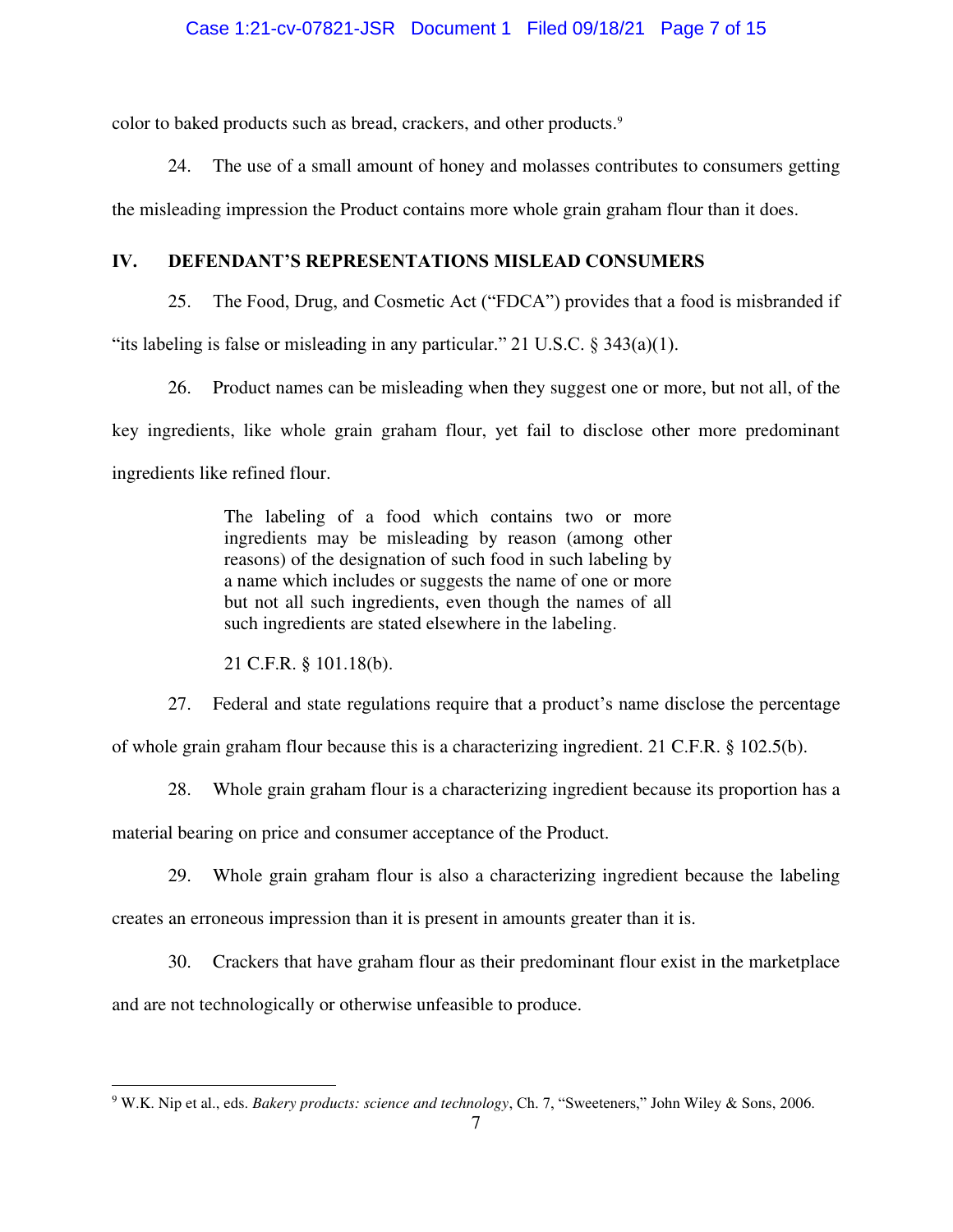color to baked products such as bread, crackers, and other products.[9]

24. The use of a small amount of honey and molasses contributes to consumers getting the misleading impression the Product contains more whole grain graham flour than it does.

## IV. DEFENDANT'S REPRESENTATIONS MISLEAD CONSUMERS

25. The Food, Drug, and Cosmetic Act ("FDCA") provides that a food is misbranded if "its labeling is false or misleading in any particular." 21 U.S.C. § 343(a)(1).

26. Product names can be misleading when they suggest one or more, but not all, of the key ingredients, like whole grain graham flour, yet fail to disclose other more predominant ingredients like refined flour.

> The labeling of a food which contains two or more ingredients may be misleading by reason (among other reasons) of the designation of such food in such labeling by a name which includes or suggests the name of one or more but not all such ingredients, even though the names of all such ingredients are stated elsewhere in the labeling.
>
> 21 C.F.R. § 101.18(b).

27. Federal and state regulations require that a product's name disclose the percentage of whole grain graham flour because this is a characterizing ingredient. 21 C.F.R. § 102.5(b).

28. Whole grain graham flour is a characterizing ingredient because its proportion has a material bearing on price and consumer acceptance of the Product.

29. Whole grain graham flour is also a characterizing ingredient because the labeling creates an erroneous impression than it is present in amounts greater than it is.

30. Crackers that have graham flour as their predominant flour exist in the marketplace and are not technologically or otherwise unfeasible to produce.

---

[9] W.K. Nip et al., eds. *Bakery products: science and technology*, Ch. 7, "Sweeteners," John Wiley & Sons, 2006.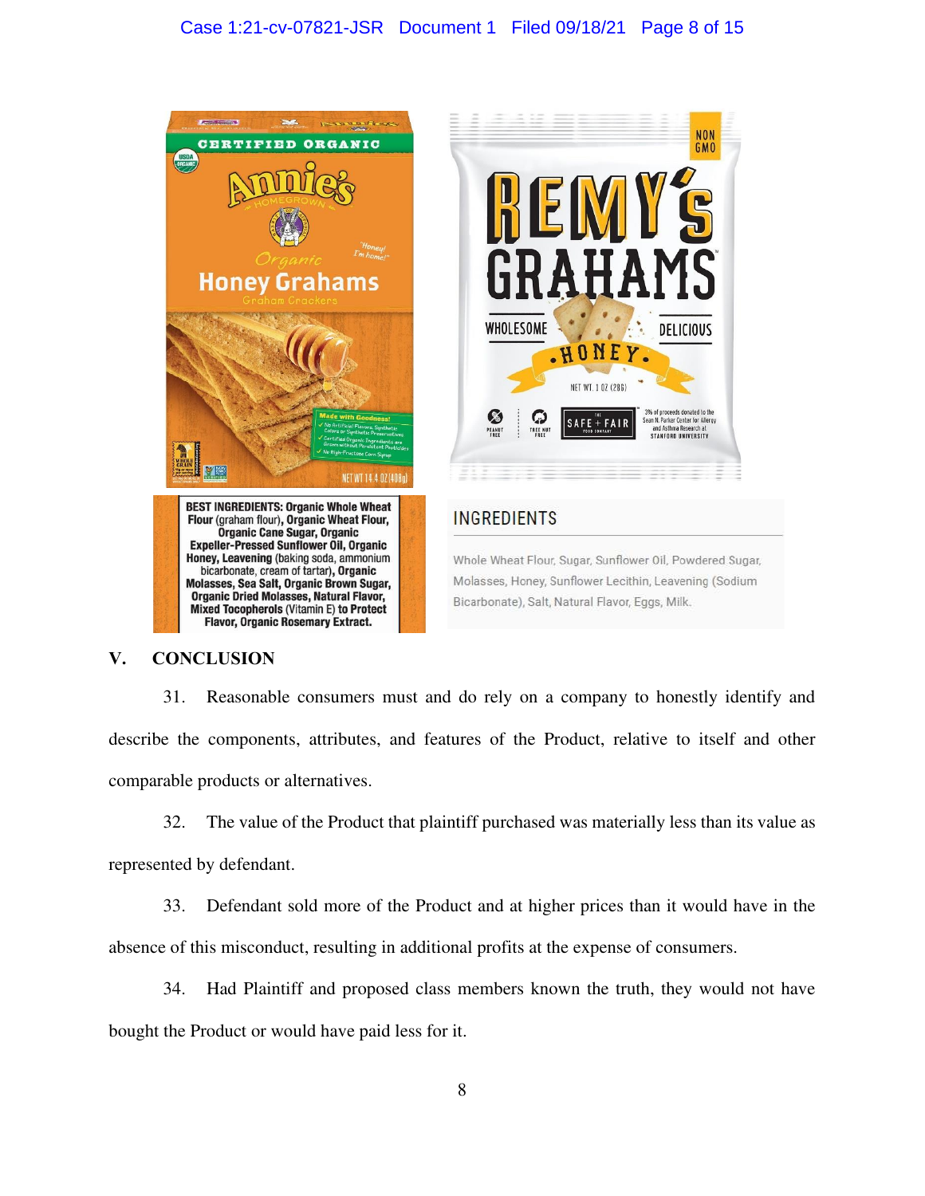BEST INGREDIENTS: **Organic Whole Wheat Flour** (graham flour), **Organic Wheat Flour, Organic Cane Sugar, Organic Expeller-Pressed Sunflower Oil, Organic Honey, Leavening** (baking soda, ammonium bicarbonate, cream of tartar), **Organic Molasses, Sea Salt, Organic Brown Sugar, Organic Dried Molasses, Natural Flavor, Mixed Tocopherols** (Vitamin E) **to Protect Flavor, Organic Rosemary Extract.**

INGREDIENTS

Whole Wheat Flour, Sugar, Sunflower Oil, Powdered Sugar, Molasses, Honey, Sunflower Lecithin, Leavening (Sodium Bicarbonate), Salt, Natural Flavor, Eggs, Milk.

## V. CONCLUSION

31. Reasonable consumers must and do rely on a company to honestly identify and describe the components, attributes, and features of the Product, relative to itself and other comparable products or alternatives.

32. The value of the Product that plaintiff purchased was materially less than its value as represented by defendant.

33. Defendant sold more of the Product and at higher prices than it would have in the absence of this misconduct, resulting in additional profits at the expense of consumers.

34. Had Plaintiff and proposed class members known the truth, they would not have bought the Product or would have paid less for it.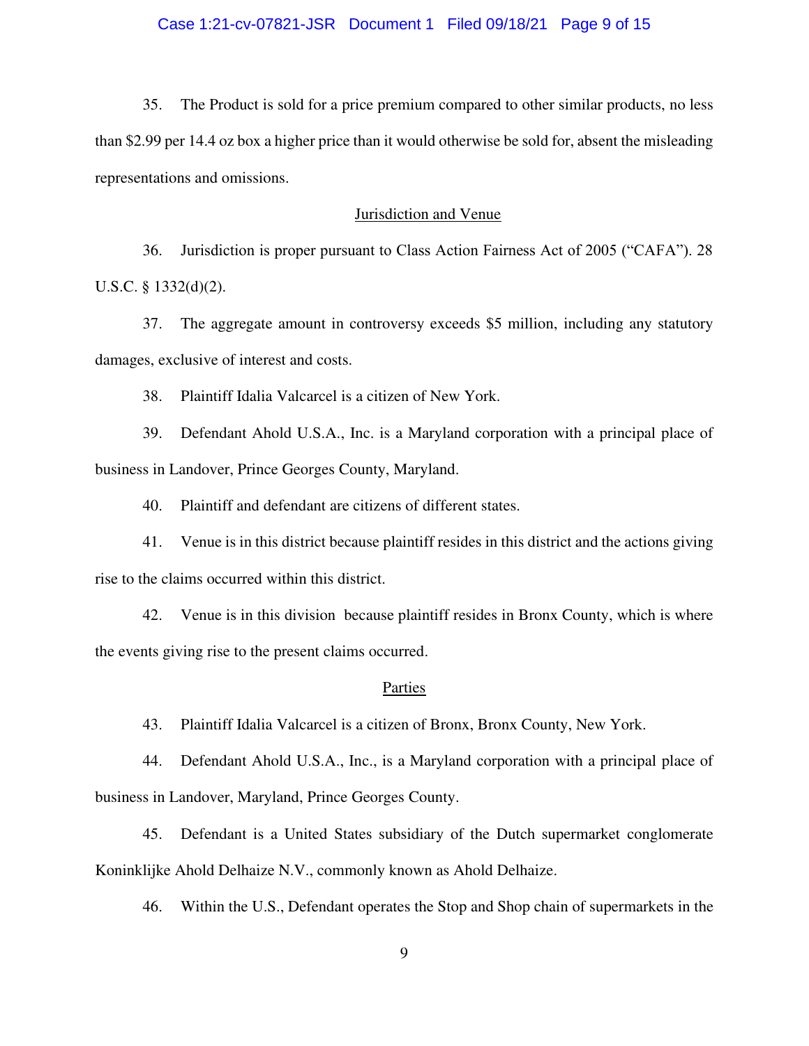35. The Product is sold for a price premium compared to other similar products, no less than $2.99 per 14.4 oz box a higher price than it would otherwise be sold for, absent the misleading representations and omissions.

## Jurisdiction and Venue

36. Jurisdiction is proper pursuant to Class Action Fairness Act of 2005 ("CAFA"). 28 U.S.C. § 1332(d)(2).

37. The aggregate amount in controversy exceeds $5 million, including any statutory damages, exclusive of interest and costs.

38. Plaintiff Idalia Valcarcel is a citizen of New York.

39. Defendant Ahold U.S.A., Inc. is a Maryland corporation with a principal place of business in Landover, Prince Georges County, Maryland.

40. Plaintiff and defendant are citizens of different states.

41. Venue is in this district because plaintiff resides in this district and the actions giving rise to the claims occurred within this district.

42. Venue is in this division because plaintiff resides in Bronx County, which is where the events giving rise to the present claims occurred.

## Parties

43. Plaintiff Idalia Valcarcel is a citizen of Bronx, Bronx County, New York.

44. Defendant Ahold U.S.A., Inc., is a Maryland corporation with a principal place of business in Landover, Maryland, Prince Georges County.

45. Defendant is a United States subsidiary of the Dutch supermarket conglomerate Koninklijke Ahold Delhaize N.V., commonly known as Ahold Delhaize.

46. Within the U.S., Defendant operates the Stop and Shop chain of supermarkets in the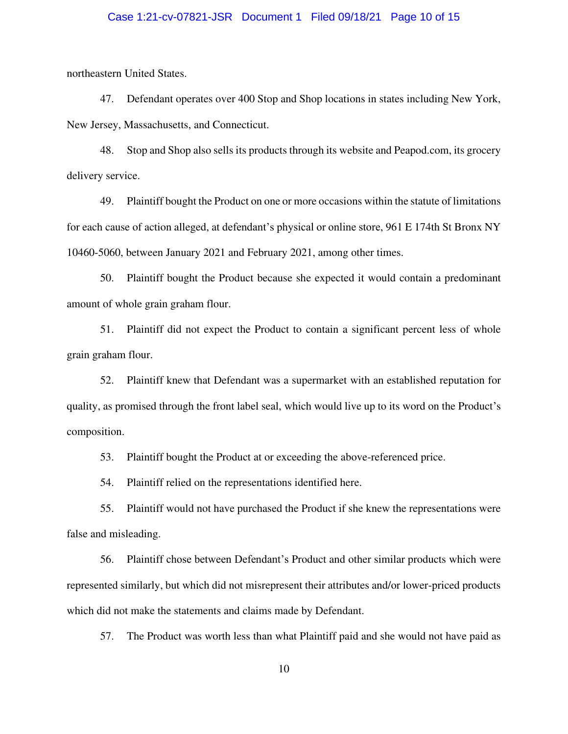northeastern United States.

47. Defendant operates over 400 Stop and Shop locations in states including New York, New Jersey, Massachusetts, and Connecticut.

48. Stop and Shop also sells its products through its website and Peapod.com, its grocery delivery service.

49. Plaintiff bought the Product on one or more occasions within the statute of limitations for each cause of action alleged, at defendant's physical or online store, 961 E 174th St Bronx NY 10460-5060, between January 2021 and February 2021, among other times.

50. Plaintiff bought the Product because she expected it would contain a predominant amount of whole grain graham flour.

51. Plaintiff did not expect the Product to contain a significant percent less of whole grain graham flour.

52. Plaintiff knew that Defendant was a supermarket with an established reputation for quality, as promised through the front label seal, which would live up to its word on the Product's composition.

53. Plaintiff bought the Product at or exceeding the above-referenced price.

54. Plaintiff relied on the representations identified here.

55. Plaintiff would not have purchased the Product if she knew the representations were false and misleading.

56. Plaintiff chose between Defendant's Product and other similar products which were represented similarly, but which did not misrepresent their attributes and/or lower-priced products which did not make the statements and claims made by Defendant.

57. The Product was worth less than what Plaintiff paid and she would not have paid as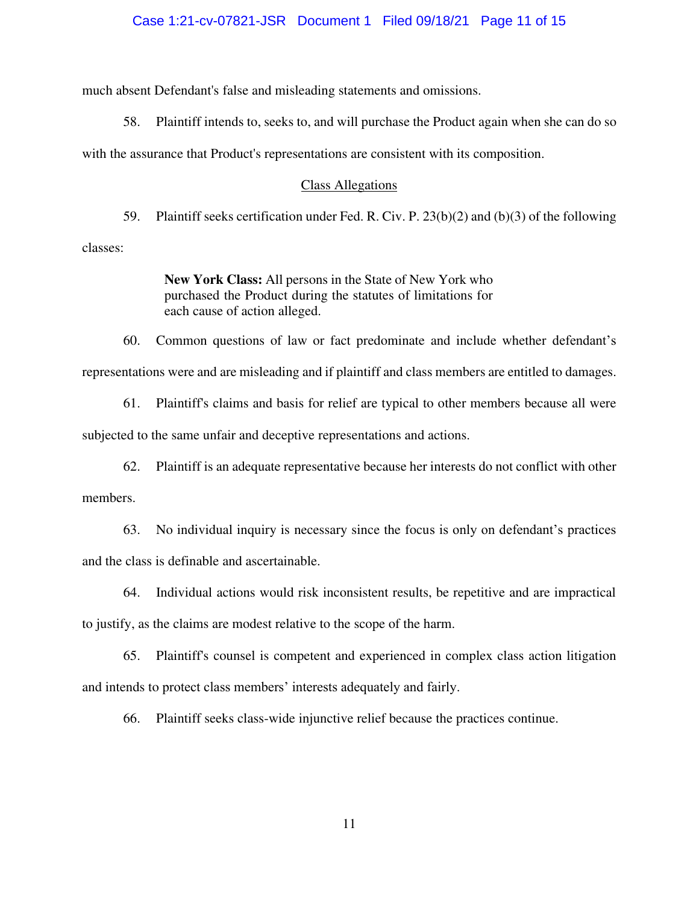much absent Defendant's false and misleading statements and omissions.

58. Plaintiff intends to, seeks to, and will purchase the Product again when she can do so with the assurance that Product's representations are consistent with its composition.

<u>Class Allegations</u>

59. Plaintiff seeks certification under Fed. R. Civ. P. 23(b)(2) and (b)(3) of the following classes:

> **New York Class:** All persons in the State of New York who purchased the Product during the statutes of limitations for each cause of action alleged.

60. Common questions of law or fact predominate and include whether defendant's representations were and are misleading and if plaintiff and class members are entitled to damages.

61. Plaintiff's claims and basis for relief are typical to other members because all were subjected to the same unfair and deceptive representations and actions.

62. Plaintiff is an adequate representative because her interests do not conflict with other members.

63. No individual inquiry is necessary since the focus is only on defendant's practices and the class is definable and ascertainable.

64. Individual actions would risk inconsistent results, be repetitive and are impractical to justify, as the claims are modest relative to the scope of the harm.

65. Plaintiff's counsel is competent and experienced in complex class action litigation and intends to protect class members' interests adequately and fairly.

66. Plaintiff seeks class-wide injunctive relief because the practices continue.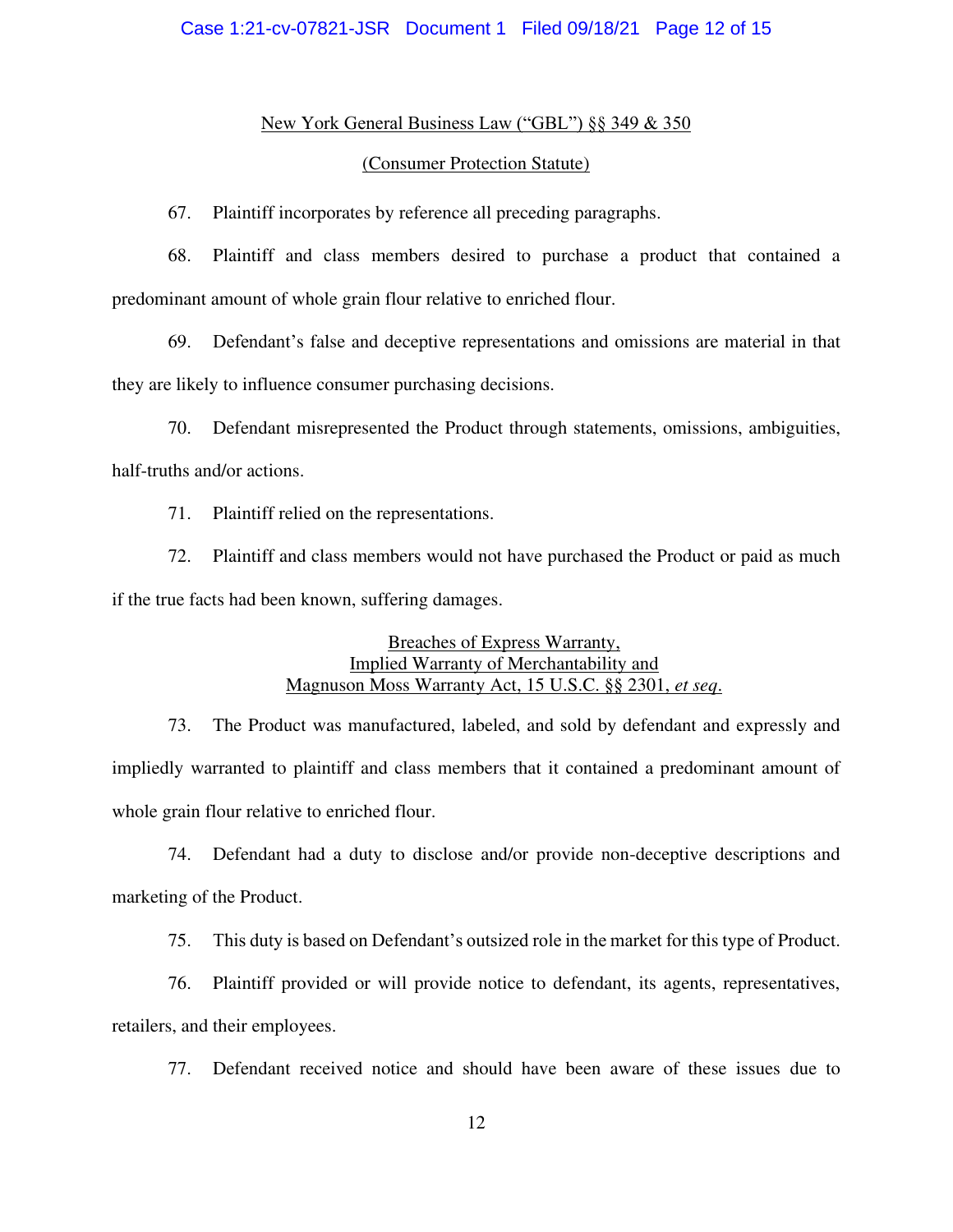New York General Business Law ("GBL") §§ 349 & 350

(Consumer Protection Statute)

67. Plaintiff incorporates by reference all preceding paragraphs.

68. Plaintiff and class members desired to purchase a product that contained a predominant amount of whole grain flour relative to enriched flour.

69. Defendant's false and deceptive representations and omissions are material in that they are likely to influence consumer purchasing decisions.

70. Defendant misrepresented the Product through statements, omissions, ambiguities, half-truths and/or actions.

71. Plaintiff relied on the representations.

72. Plaintiff and class members would not have purchased the Product or paid as much if the true facts had been known, suffering damages.

Breaches of Express Warranty,
Implied Warranty of Merchantability and
Magnuson Moss Warranty Act, 15 U.S.C. §§ 2301, *et seq*.

73. The Product was manufactured, labeled, and sold by defendant and expressly and impliedly warranted to plaintiff and class members that it contained a predominant amount of whole grain flour relative to enriched flour.

74. Defendant had a duty to disclose and/or provide non-deceptive descriptions and marketing of the Product.

75. This duty is based on Defendant's outsized role in the market for this type of Product.

76. Plaintiff provided or will provide notice to defendant, its agents, representatives, retailers, and their employees.

77. Defendant received notice and should have been aware of these issues due to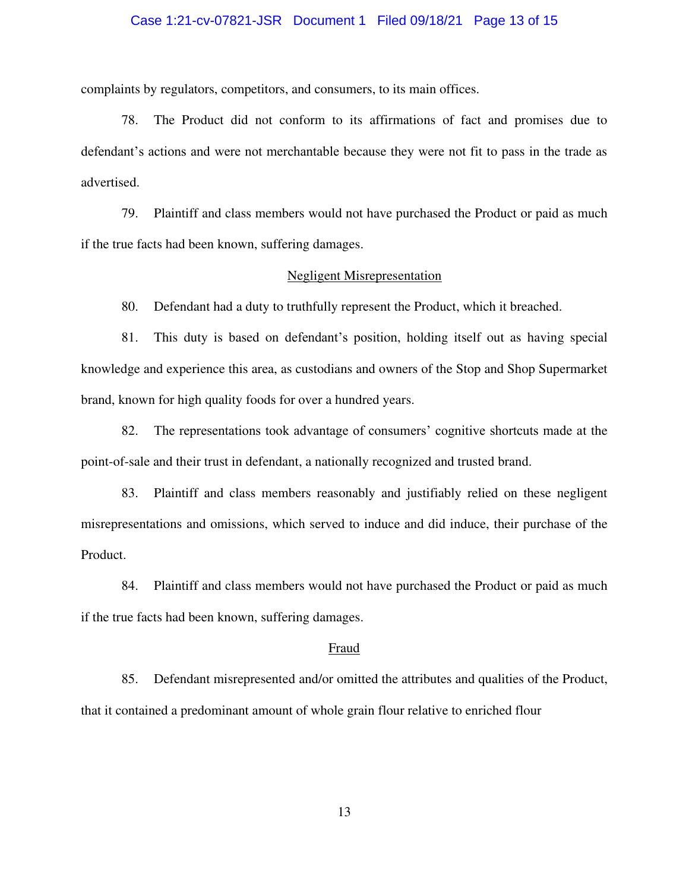complaints by regulators, competitors, and consumers, to its main offices.

78. The Product did not conform to its affirmations of fact and promises due to defendant's actions and were not merchantable because they were not fit to pass in the trade as advertised.

79. Plaintiff and class members would not have purchased the Product or paid as much if the true facts had been known, suffering damages.

<u>Negligent Misrepresentation</u>

80. Defendant had a duty to truthfully represent the Product, which it breached.

81. This duty is based on defendant's position, holding itself out as having special knowledge and experience this area, as custodians and owners of the Stop and Shop Supermarket brand, known for high quality foods for over a hundred years.

82. The representations took advantage of consumers' cognitive shortcuts made at the point-of-sale and their trust in defendant, a nationally recognized and trusted brand.

83. Plaintiff and class members reasonably and justifiably relied on these negligent misrepresentations and omissions, which served to induce and did induce, their purchase of the Product.

84. Plaintiff and class members would not have purchased the Product or paid as much if the true facts had been known, suffering damages.

<u>Fraud</u>

85. Defendant misrepresented and/or omitted the attributes and qualities of the Product, that it contained a predominant amount of whole grain flour relative to enriched flour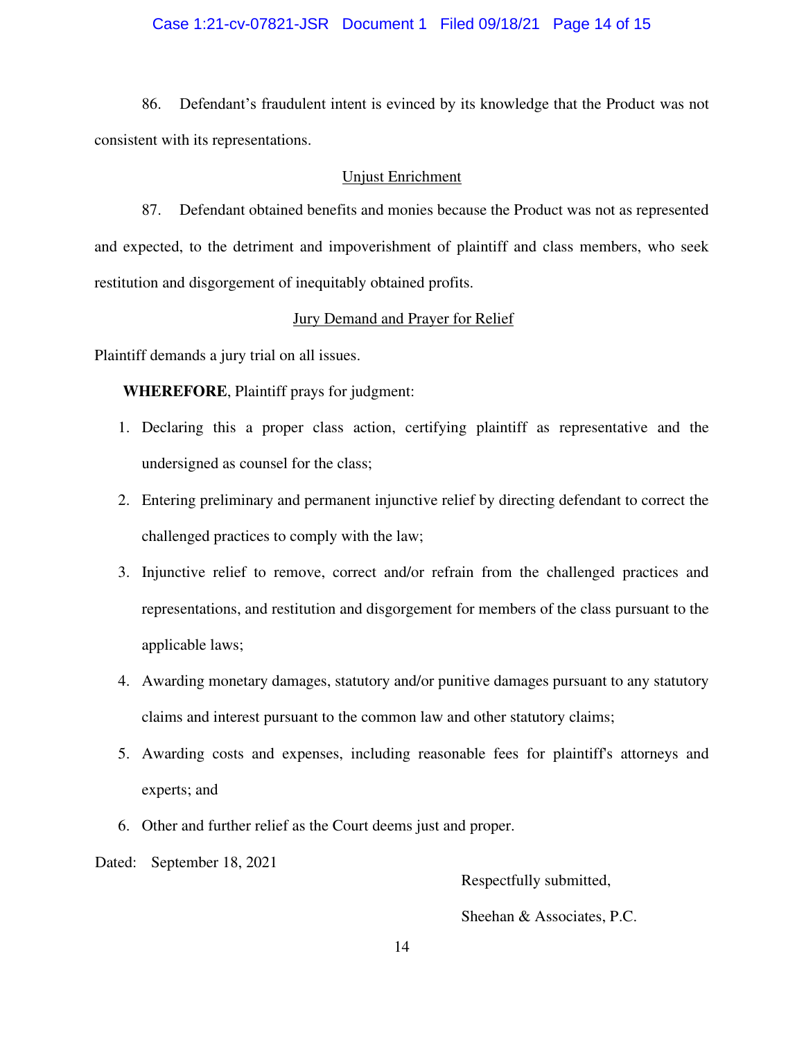86. Defendant's fraudulent intent is evinced by its knowledge that the Product was not consistent with its representations.

Unjust Enrichment

87. Defendant obtained benefits and monies because the Product was not as represented and expected, to the detriment and impoverishment of plaintiff and class members, who seek restitution and disgorgement of inequitably obtained profits.

Jury Demand and Prayer for Relief

Plaintiff demands a jury trial on all issues.

**WHEREFORE**, Plaintiff prays for judgment:

1. Declaring this a proper class action, certifying plaintiff as representative and the undersigned as counsel for the class;
2. Entering preliminary and permanent injunctive relief by directing defendant to correct the challenged practices to comply with the law;
3. Injunctive relief to remove, correct and/or refrain from the challenged practices and representations, and restitution and disgorgement for members of the class pursuant to the applicable laws;
4. Awarding monetary damages, statutory and/or punitive damages pursuant to any statutory claims and interest pursuant to the common law and other statutory claims;
5. Awarding costs and expenses, including reasonable fees for plaintiff's attorneys and experts; and
6. Other and further relief as the Court deems just and proper.

Dated: September 18, 2021

Respectfully submitted,

Sheehan & Associates, P.C.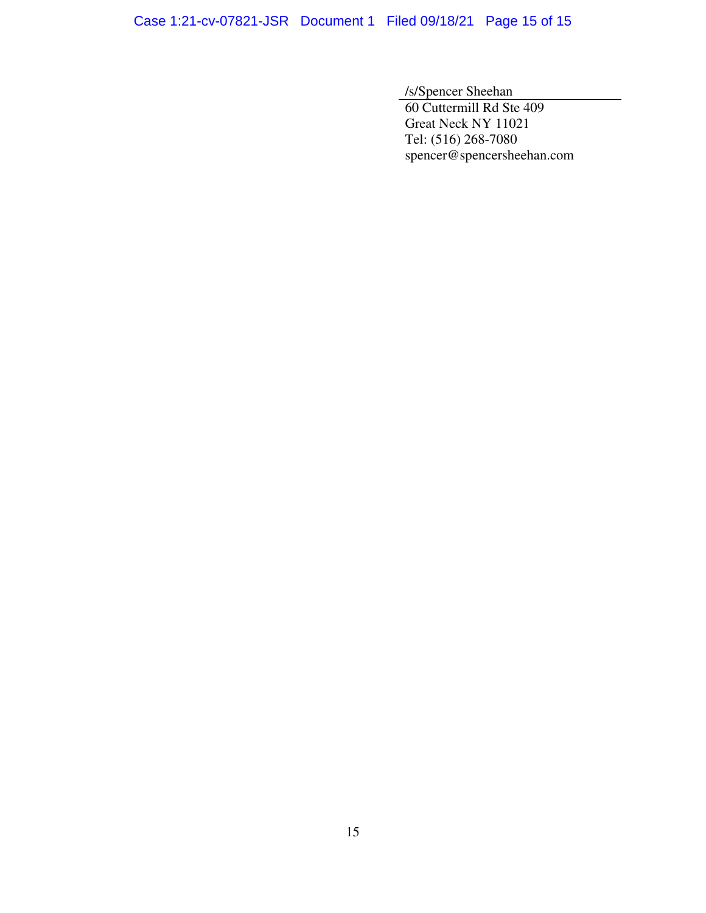/s/Spencer Sheehan
60 Cuttermill Rd Ste 409
Great Neck NY 11021
Tel: (516) 268-7080
spencer@spencersheehan.com